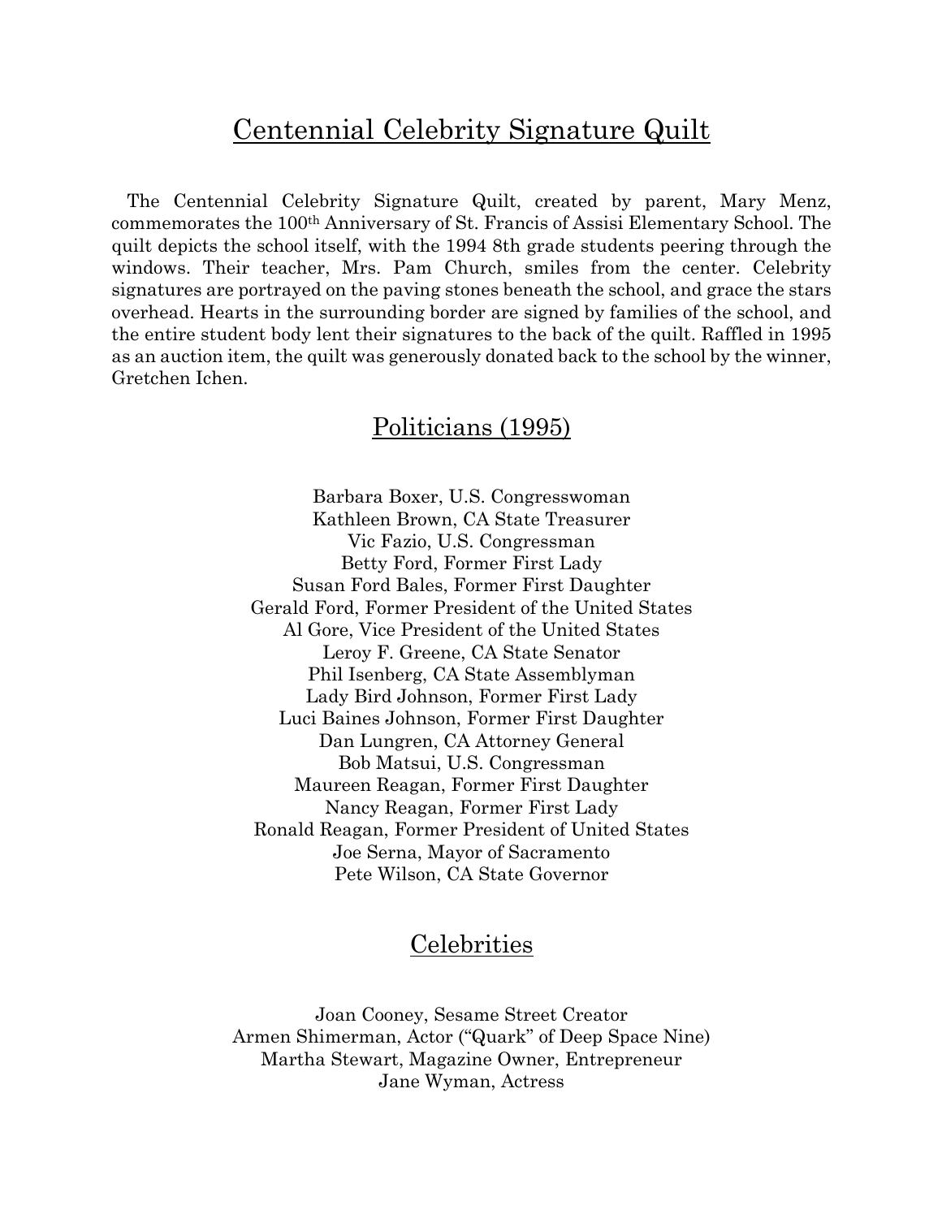# Centennial Celebrity Signature Quilt

The Centennial Celebrity Signature Quilt, created by parent, Mary Menz, commemorates the 100th Anniversary of St. Francis of Assisi Elementary School. The quilt depicts the school itself, with the 1994 8th grade students peering through the windows. Their teacher, Mrs. Pam Church, smiles from the center. Celebrity signatures are portrayed on the paving stones beneath the school, and grace the stars overhead. Hearts in the surrounding border are signed by families of the school, and the entire student body lent their signatures to the back of the quilt. Raffled in 1995 as an auction item, the quilt was generously donated back to the school by the winner, Gretchen Ichen.

## Politicians (1995)

Barbara Boxer, U.S. Congresswoman
Kathleen Brown, CA State Treasurer
Vic Fazio, U.S. Congressman
Betty Ford, Former First Lady
Susan Ford Bales, Former First Daughter
Gerald Ford, Former President of the United States
Al Gore, Vice President of the United States
Leroy F. Greene, CA State Senator
Phil Isenberg, CA State Assemblyman
Lady Bird Johnson, Former First Lady
Luci Baines Johnson, Former First Daughter
Dan Lungren, CA Attorney General
Bob Matsui, U.S. Congressman
Maureen Reagan, Former First Daughter
Nancy Reagan, Former First Lady
Ronald Reagan, Former President of United States
Joe Serna, Mayor of Sacramento
Pete Wilson, CA State Governor

## Celebrities

Joan Cooney, Sesame Street Creator
Armen Shimerman, Actor ("Quark" of Deep Space Nine)
Martha Stewart, Magazine Owner, Entrepreneur
Jane Wyman, Actress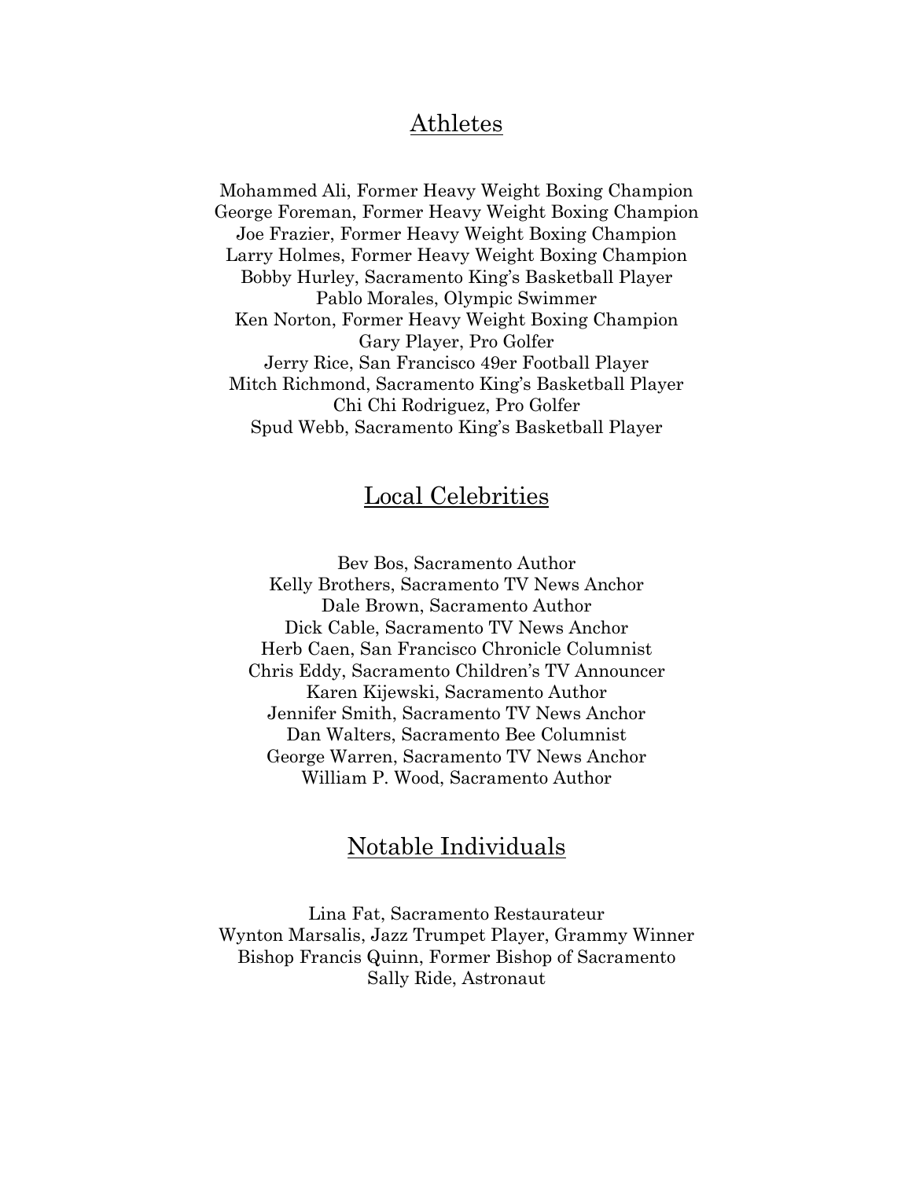## Athletes

Mohammed Ali, Former Heavy Weight Boxing Champion
George Foreman, Former Heavy Weight Boxing Champion
Joe Frazier, Former Heavy Weight Boxing Champion
Larry Holmes, Former Heavy Weight Boxing Champion
Bobby Hurley, Sacramento King's Basketball Player
Pablo Morales, Olympic Swimmer
Ken Norton, Former Heavy Weight Boxing Champion
Gary Player, Pro Golfer
Jerry Rice, San Francisco 49er Football Player
Mitch Richmond, Sacramento King's Basketball Player
Chi Chi Rodriguez, Pro Golfer
Spud Webb, Sacramento King's Basketball Player

## Local Celebrities

Bev Bos, Sacramento Author
Kelly Brothers, Sacramento TV News Anchor
Dale Brown, Sacramento Author
Dick Cable, Sacramento TV News Anchor
Herb Caen, San Francisco Chronicle Columnist
Chris Eddy, Sacramento Children's TV Announcer
Karen Kijewski, Sacramento Author
Jennifer Smith, Sacramento TV News Anchor
Dan Walters, Sacramento Bee Columnist
George Warren, Sacramento TV News Anchor
William P. Wood, Sacramento Author

## Notable Individuals

Lina Fat, Sacramento Restaurateur
Wynton Marsalis, Jazz Trumpet Player, Grammy Winner
Bishop Francis Quinn, Former Bishop of Sacramento
Sally Ride, Astronaut